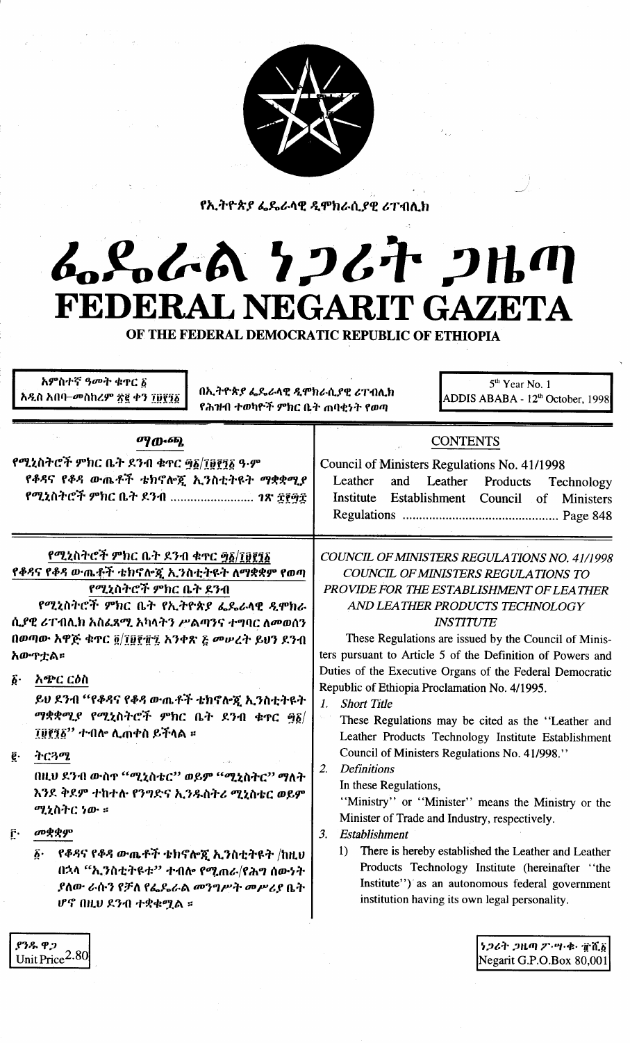የኢትዮጵያ ፌዴራላዊ ዲሞክራሲያዊ ሪፐብሊክ

# ፌዴራል ነጋሪት ጋዜጣ
# FEDERAL NEGARIT GAZETA
## OF THE FEDERAL DEMOCRATIC REPUBLIC OF ETHIOPIA

አምስተኛ ዓመት ቁጥር ፩
አዲስ አበባ–መስከረም ፳፪ ቀን ፲፱፻፺፩

በኢትዮጵያ ፌዴራላዊ ዲሞክራሲያዊ ሪፐብሊክ የሕዝብ ተወካዮች ምክር ቤት ጠባቂነት የወጣ

5th Year No. 1
ADDIS ABABA - 12th October, 1998

| ማውጫ | CONTENTS |
|---|---|
| የሚኒስትሮች ምክር ቤት ደንብ ቁጥር ፵፩/፲፱፻፺፩ ዓ.ም የቆዳና የቆዳ ውጤቶች ቴክኖሎጂ ኢንስቲትዩት ማቋቋሚያ የሚኒስትሮች ምክር ቤት ደንብ ........................ ገጽ ፰፻፵፰ | Council of Ministers Regulations No. 41/1998 Leather and Leather Products Technology Institute Establishment Council of Ministers Regulations ................................................ Page 848 |

**የሚኒስትሮች ምክር ቤት ደንብ ቁጥር ፵፩/፲፱፻፺፩**
**የቆዳና የቆዳ ውጤቶች ቴክኖሎጂ ኢንስቲትዩት ለማቋቋም የወጣ የሚኒስትሮች ምክር ቤት ደንብ**

የሚኒስትሮች ምክር ቤት የኢትዮጵያ ፌዴራላዊ ዲሞክራሲያዊ ሪፐብሊክ አስፈጻሚ አካላትን ሥልጣንና ተግባር ለመወሰን በወጣው አዋጅ ቁጥር ፬/፲፱፻፹፯ አንቀጽ ፭ መሠረት ይህን ደንብ አውጥቷል።

፩· አጭር ርዕስ

ይህ ደንብ "የቆዳና የቆዳ ውጤቶች ቴክኖሎጂ ኢንስቲትዩት ማቋቋሚያ የሚኒስትሮች ምክር ቤት ደንብ ቁጥር ፵፩/፲፱፻፺፩" ተብሎ ሊጠቀስ ይችላል ።

፪· ትርጓሜ

በዚህ ደንብ ውስጥ "ሚኒስቴር" ወይም "ሚኒስትር" ማለት እንደ ቅደም ተከተሉ የንግድና ኢንዱስትሪ ሚኒስቴር ወይም ሚኒስትር ነው ።

፫· መቋቋም

፩· የቆዳና የቆዳ ውጤቶች ቴክኖሎጂ ኢንስቲትዩት /ከዚህ በኋላ "ኢንስቲትዩቱ" ተብሎ የሚጠራ/የሕግ ሰውነት ያለው ራሱን የቻለ የፌዴራል መንግሥት መሥሪያ ቤት ሆኖ በዚህ ደንብ ተቋቁሟል ።

***COUNCIL OF MINISTERS REGULATIONS NO. 41/1998***
***COUNCIL OF MINISTERS REGULATIONS TO PROVIDE FOR THE ESTABLISHMENT OF LEATHER AND LEATHER PRODUCTS TECHNOLOGY INSTITUTE***

These Regulations are issued by the Council of Ministers pursuant to Article 5 of the Definition of Powers and Duties of the Executive Organs of the Federal Democratic Republic of Ethiopia Proclamation No. 4/1995.

1. *Short Title*

   These Regulations may be cited as the "Leather and Leather Products Technology Institute Establishment Council of Ministers Regulations No. 41/998."

2. *Definitions*

   In these Regulations,

   "Ministry" or "Minister" means the Ministry or the Minister of Trade and Industry, respectively.

3. *Establishment*

   1) There is hereby established the Leather and Leather Products Technology Institute (hereinafter "the Institute") as an autonomous federal government institution having its own legal personality.

ያንዱ ዋጋ
Unit Price 2.80

ነጋሪት ጋዜጣ ፖ·ሣ·ቁ· ፹ሺ፩
Negarit G.P.O.Box 80,001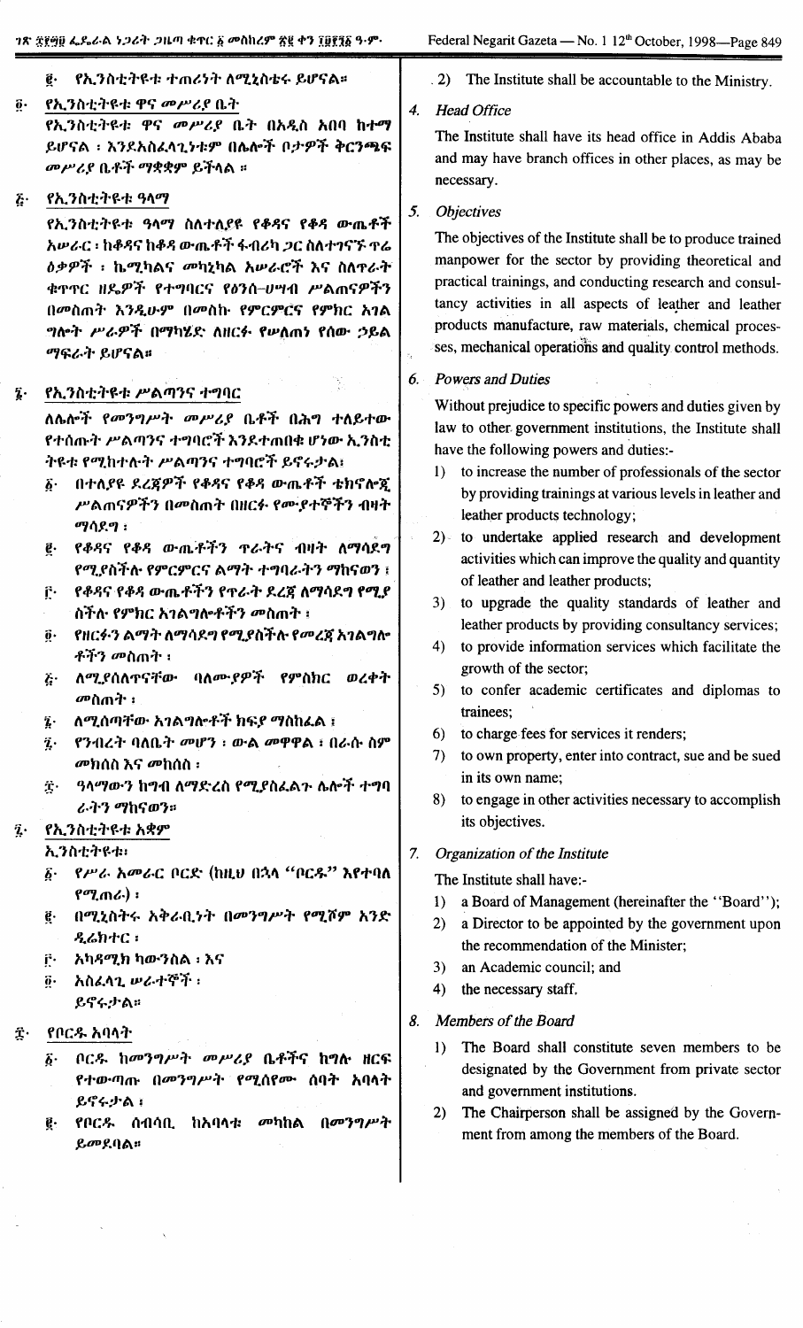፪· የኢንስቲትዩቱ ተጠሪነት ለሚኒስቴሩ ይሆናል፡፡

፬· **የኢንስቲትዩቱ ዋና መሥሪያ ቤት**

የኢንስቲትዩቱ ዋና መሥሪያ ቤት በአዲስ አበባ ከተማ ይሆናል ፡ እንደአስፈላጊነቱም በሌሎች ቦታዎች ቅርንጫፍ መሥሪያ ቤቶች ማቋቋም ይችላል ፡፡

፭· **የኢንስቲትዩቱ ዓላማ**

የኢንስቲትዩቱ ዓላማ ስለተለያዩ የቆዳና የቆዳ ውጤቶች አሠራር ፡ ከቆዳና ከቆዳ ውጤቶች ፋብሪካ ጋር ስለተገናኙ ጥሬ ዕቃዎች ፡ ኬሚካልና መካኒካል አሠራሮች እና ስለጥራት ቁጥጥር ዘዴዎች የተግባርና የፅንሰ-ሀሣብ ሥልጠናዎችን በመስጠት እንዲሁም በመስኩ የምርምርና የምክር አገልግሎት ሥራዎች በማካሄድ ለዘርፉ የሠለጠነ የሰው ኃይል ማፍራት ይሆናል፡፡

፮· **የኢንስቲትዩቱ ሥልጣንና ተግባር**

ለሌሎች የመንግሥት መሥሪያ ቤቶች በሕግ ተለይተው የተሰጡት ሥልጣንና ተግባሮች እንደተጠበቁ ሆነው ኢንስቲትዩቱ የሚከተሉት ሥልጣንና ተግባሮች ይኖሩታል፡

፩· በተለያዩ ደረጃዎች የቆዳና የቆዳ ውጤቶች ቴክኖሎጂ ሥልጠናዎችን በመስጠት በዘርፉ የሙያተኞችን ብዛት ማሳደግ ፡

፪· የቆዳና የቆዳ ውጤቶችን ጥራትና ብዛት ለማሳደግ የሚያስችሉ የምርምርና ልማት ተግባራትን ማከናወን ፡

፫· የቆዳና የቆዳ ውጤቶችን የጥራት ደረጃ ለማሳደግ የሚያስችሉ የምክር አገልግሎቶችን መስጠት ፡

፬· የዘርፉን ልማት ለማሳደግ የሚያስችሉ የመረጃ አገልግሎቶችን መስጠት ፡

፭· ለሚያስለጥናቸው ባለሙያዎች የምስክር ወረቀት መስጠት ፡

፮· ለሚሰጣቸው አገልግሎቶች ክፍያ ማስከፈል ፡

፯· የንብረት ባለቤት መሆን ፡ ውል መዋዋል ፡ በራሱ ስም መክሰስ እና መከሰስ ፡

፰· ዓላማውን ከግብ ለማድረስ የሚያስፈልጉ ሌሎች ተግባራትን ማከናወን፡፡

፯· **የኢንስቲትዩቱ አቋም**

ኢንስቲትዩቱ፡

፩· የሥራ አመራር ቦርድ (ከዚህ በኋላ "ቦርዱ" እየተባለ የሚጠራ) ፡

፪· በሚኒስትሩ አቅራቢነት በመንግሥት የሚሾም አንድ ዲሬክተር ፡

፫· አካዳሚክ ካውንስል ፡ እና

፬· አስፈላጊ ሠራተኞች ፡

ይኖሩታል፡፡

፰· **የቦርዱ አባላት**

፩· ቦርዱ ከመንግሥት መሥሪያ ቤቶችና ከግሉ ዘርፍ የተውጣጡ በመንግሥት የሚሰየሙ ሰባት አባላት ይኖሩታል ፡

፪· የቦርዱ ሰብሳቢ ከአባላቱ መካከል በመንግሥት ይመደባል፡፡

2) The Institute shall be accountable to the Ministry.

4. *Head Office*

The Institute shall have its head office in Addis Ababa and may have branch offices in other places, as may be necessary.

5. *Objectives*

The objectives of the Institute shall be to produce trained manpower for the sector by providing theoretical and practical trainings, and conducting research and consultancy activities in all aspects of leather and leather products manufacture, raw materials, chemical processes, mechanical operations and quality control methods.

6. *Powers and Duties*

Without prejudice to specific powers and duties given by law to other government institutions, the Institute shall have the following powers and duties:-

1) to increase the number of professionals of the sector by providing trainings at various levels in leather and leather products technology;
2) to undertake applied research and development activities which can improve the quality and quantity of leather and leather products;
3) to upgrade the quality standards of leather and leather products by providing consultancy services;
4) to provide information services which facilitate the growth of the sector;
5) to confer academic certificates and diplomas to trainees;
6) to charge fees for services it renders;
7) to own property, enter into contract, sue and be sued in its own name;
8) to engage in other activities necessary to accomplish its objectives.

7. *Organization of the Institute*

The Institute shall have:-

1) a Board of Management (hereinafter the "Board");
2) a Director to be appointed by the government upon the recommendation of the Minister;
3) an Academic council; and
4) the necessary staff.

8. *Members of the Board*

1) The Board shall constitute seven members to be designated by the Government from private sector and government institutions.
2) The Chairperson shall be assigned by the Government from among the members of the Board.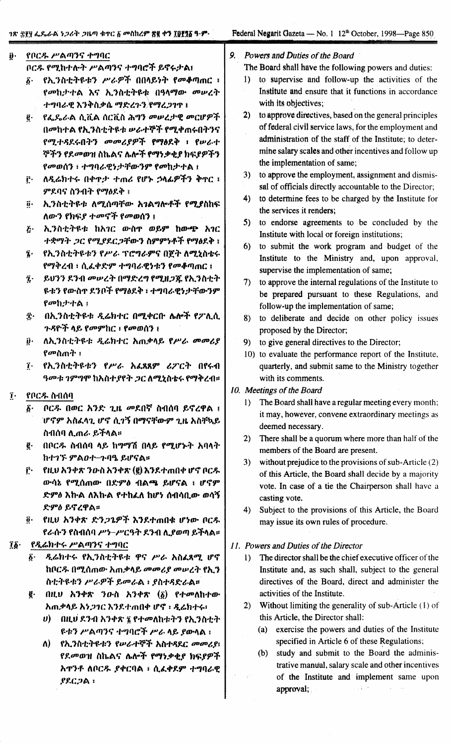፱· የቦርዱ ሥልጣንና ተግባር

ቦርዱ የሚከተሉት ሥልጣንና ተግባሮች ይኖሩታል፤

፩· የኢንስቲትዩቱን ሥራዎች በበላይነት የመቆጣጠር ፣ የመከታተል እና ኢንስቲትዩቱ በዓላማው መሠረት ተግባራዊ እንቅስቃሴ ማድረጉን የማረጋገጥ ፤

፪· የፌዴራል ሲቪል ሰርቪስ ሕግን መሠረታዊ መርሆዎች በመከተል የኢንስቲትዩቱ ሠራተኞች የሚቀጠሩበትንና የሚተዳደሩበትን መመሪያዎች የማፅደቅ ፣ የሠራተኞችን የደመወዝ ስኬልና ሌሎች የማነቃቂያ ክፍያዎችን የመወሰን ፣ ተግባራዊነታቸውንም የመከታተል ፤

፫· ለዲሬክተሩ በቀጥታ ተጠሪ የሆኑ ኃላፊዎችን ቅጥር ፣ ምደባና ስንብት የማፅደቅ ፣

፬· ኢንስቲትዩቱ ለሚሰጣቸው አገልግሎቶች የሚያስከፍ ለውን የክፍያ ተመኖች የመወሰን ፤

፭· ኢንስቲትዩቱ ከአገር ውስጥ ወይም ከውጭ አገር ተቋማት ጋር የሚያደርጋቸውን ስምምነቶች የማፅደቅ ፤

፮· የኢንስቲትዩቱን የሥራ ፕሮግራምና በጀት ለሚኒስቴሩ የማቅረብ ፣ ሲፈቀድም ተግባራዊነቱን የመቆጣጠር ፤

፯· ይህንን ደንብ መሠረት በማድረግ የሚዘጋጁ የኢንስቲትዩቱን የውስጥ ደንቦች የማፅደቅ ፣ ተግባራዊነታቸውንም የመከታተል ፣

፰· በኢንስቲትዩቱ ዲሬክተር በሚቀርቡ ሌሎች የፖሊሲ ጉዳዮች ላይ የመምከር ፣ የመወሰን ፤

፱· ለኢንስቲትዩቱ ዲሬክተር አጠቃላይ የሥራ መመሪያ የመስጠት ፣

፲· የኢንስቲትዩቱን የሥራ አፈጻጸም ሪፖርት በየሩብ ዓመቱ ገምግሞ ከአስተያየት ጋር ለሚኒስቴሩ የማቅረብ።

፲· የቦርዱ ስብሰባ

፩· ቦርዱ በወር አንድ ጊዜ መደበኛ ስብሰባ ይኖረዋል ፣ ሆኖም አስፈላጊ ሆኖ ሲገኝ በማናቸውም ጊዜ አስቸኳይ ስብሰባ ሊጠራ ይችላል።

፪· በቦርዱ ስብሰባ ላይ ከግማሽ በላይ የሚሆኑት አባላት ከተገኙ ምልዐተ-ጉባዔ ይሆናል።

፫· የዚህ አንቀጽ ንዑስ አንቀጽ (፪) እንደተጠበቀ ሆኖ ቦርዱ ውሳኔ የሚሰጠው በድምፅ ብልጫ ይሆናል ፣ ሆኖም ድምፅ እኩል ለእኩል የተከፈለ ከሆነ ሰብሳቢው ወሳኝ ድምፅ ይኖረዋል።

፬· የዚህ አንቀጽ ድንጋጌዎች እንደተጠበቁ ሆነው ቦርዱ የራሱን የስብሰባ ሥነ-ሥርዓት ደንብ ሊያወጣ ይችላል።

፲፩· የዲሬክተሩ ሥልጣንና ተግባር

፩· ዲሬክተሩ የኢንስቲትዩቱ ዋና ሥራ አስፈጻሚ ሆኖ ከቦርዱ በሚሰጠው አጠቃላይ መመሪያ መሠረት የኢንስቲትዩቱን ሥራዎች ይመራል ፣ ያስተዳድራል።

፪· በዚህ አንቀጽ ንዑስ አንቀጽ (፩) የተመለከተው አጠቃላይ አነጋገር እንደተጠበቀ ሆኖ ፣ ዲሬክተሩ፣

ሀ) በዚህ ደንብ አንቀጽ ፮ የተመለከቱትን የኢንስቲትዩቱን ሥልጣንና ተግባሮች ሥራ ላይ ያውላል ፤

ለ) የኢንስቲትዩቱን የሠራተኞች አስተዳደር መመሪያ፣ የደመወዝ ስኬልና ሌሎች የማነቃቂያ ክፍያዎች አጥንቶ ለቦርዱ ያቀርባል ፣ ሲፈቀድም ተግባራዊ ያደርጋል ፣

9. *Powers and Duties of the Board*

The Board shall have the following powers and duties:

1) to supervise and follow-up the activities of the Institute and ensure that it functions in accordance with its objectives;
2) to approve directives, based on the general principles of federal civil service laws, for the employment and administration of the staff of the Institute; to determine salary scales and other incentives and follow up the implementation of same;
3) to approve the employment, assignment and dismissal of officials directly accountable to the Director;
4) to determine fees to be charged by the Institute for the services it renders;
5) to endorse agreements to be concluded by the Institute with local or foreign institutions;
6) to submit the work program and budget of the Institute to the Ministry and, upon approval, supervise the implementation of same;
7) to approve the internal regulations of the Institute to be prepared pursuant to these Regulations, and follow-up the implementation of same;
8) to deliberate and decide on other policy issues proposed by the Director;
9) to give general directives to the Director;
10) to evaluate the performance report of the Institute, quarterly, and submit same to the Ministry together with its comments.

10. *Meetings of the Board*

1) The Board shall have a regular meeting every month; it may, however, convene extraordinary meetings as deemed necessary.
2) There shall be a quorum where more than half of the members of the Board are present.
3) without prejudice to the provisions of sub-Article (2) of this Article, the Board shall decide by a majority vote. In case of a tie the Chairperson shall have a casting vote.
4) Subject to the provisions of this Article, the Board may issue its own rules of procedure.

11. *Powers and Duties of the Director*

1) The director shall be the chief executive officer of the Institute and, as such shall, subject to the general directives of the Board, direct and administer the activities of the Institute.
2) Without limiting the generality of sub-Article (1) of this Article, the Director shall:
   (a) exercise the powers and duties of the Institute specified in Article 6 of these Regulations;
   (b) study and submit to the Board the administrative manual, salary scale and other incentives of the Institute and implement same upon approval;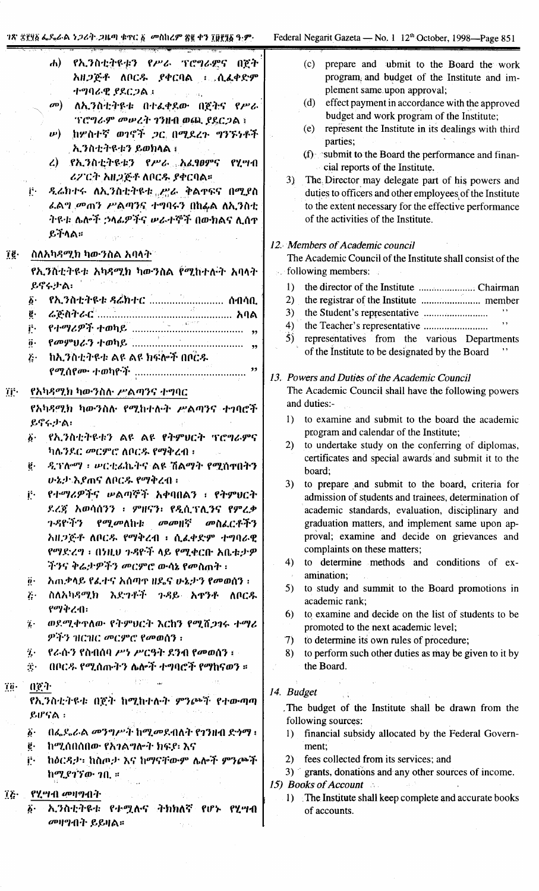ሐ) የኢንስቲትዩቱን የሥራ ፕሮግራምና በጀት አዘጋጅቶ ለቦርዱ ያቀርባል ፣ ሲፈቀድም ተግባራዊ ያደርጋል ፤

መ) ለኢንስቲትዩቱ በተፈቀደው በጀትና የሥራ ፕሮግራም መሠረት ገንዘብ ወጪ ያደርጋል ፤

ሠ) ከሦስተኛ ወገኖች ጋር በሚደረጉ ግንኙነቶች ኢንስቲትዩቱን ይወክላል ፤

ረ) የኢንስቲትዩቱን የሥራ አፈፃፀምና የሂሣብ ሪፖርት አዘጋጅቶ ለቦርዱ ያቀርባል።

፫· ዲሬክተሩ ለኢንስቲትዩቱ ሥራ ቅልጥፍና በሚያስፈልግ መጠን ሥልጣንና ተግባሩን በከፊል ለኢንስቲትዩቱ ሌሎች ኃላፊዎችና ሠራተኞች በውክልና ሊሰጥ ይችላል።

## ፲፪· ስለአካዳሚክ ካውንስል አባላት

የኢንስቲትዩቱ አካዳሚክ ካውንስል የሚከተሉት አባላት ይኖሩታል፡

፩· የኢንስቲትዩቱ ዲሬክተር ........................ ሰብሳቢ
፪· ሬጅስትራር ........................................ አባል
፫· የተማሪዎች ተወካይ ................................ „
፬· የመምህራን ተወካይ ................................ „
፭· ከኢንስቲትዩቱ ልዩ ልዩ ክፍሎች በቦርዱ የሚሰየሙ ተወካዮች ...................................... „

## ፲፫· የአካዳሚክ ካውንስሉ ሥልጣንና ተግባር

የአካዳሚክ ካውንስሉ የሚከተሉት ሥልጣንና ተግባሮች ይኖሩታል፡

፩· የኢንስቲትዩቱን ልዩ ልዩ የትምህርት ፕሮግራምና ካሌንደር መርምሮ ለቦርዱ የማቅረብ ፤

፪· ዲፕሎማ ፣ ሠርቲፊኬትና ልዩ ሽልማት የሚሰጥበትን ሁኔታ አጥና ለቦርዱ የማቅረብ ፤

፫· የተማሪዎችና ሠልጣኞች አቀባበልን ፣ የትምህርት ደረጃ አወሳሰንን ፣ ምዘናን፣ የዲሲፕሊንና የምረቃ ጉዳዮችን የሚመለከቱ መመዘኛ መስፈርቶችን አዘጋጅቶ ለቦርዱ የማቅረብ ፣ ሲፈቀድም ተግባራዊ የማድረግ ፣ በነዚሁ ጉዳዮች ላይ የሚቀርቡ አቤቱታዎችንና ቅሬታዎችን መርምሮ ውሳኔ የመስጠት ፤

፬· አጠቃላይ የፈተና አሰጣጥ ዘዴና ሁኔታን የመወሰን ፤

፭· ስለአካዳሚክ እድገቶች ጉዳይ አጥንቶ ለቦርዱ የማቅረብ፡

፮· ወደሚቀጥለው የትምህርት እርከን የሚሸጋገሩ ተማሪዎችን ዝርዝር መርምሮ የመወሰን ፤

፯· የራሱን የስብሰባ ሥነ ሥርዓት ደንብ የመወሰን ፤

፰· በቦርዱ የሚሰጡትን ሌሎች ተግባሮች የማከናወን ።

## ፲፬· በጀት

የኢንስቲትዩቱ በጀት ከሚከተሉት ምንጮች የተውጣጣ ይሆናል ፤

፩· በፌዴራል መንግሥት ከሚመደብለት የገንዘብ ድጎማ ፤

፪· ከሚሰበሰበው የአገልግሎት ክፍያ፤ እና

፫· ከዕርዳታ፣ ከስጦታ እና ከማናቸውም ሌሎች ምንጮች ከሚያገኘው ገቢ ።

## ፲፭· የሂሣብ መዛግብት

፩· ኢንስቲትዩቱ የተሟሉና ትክክለኛ የሆኑ የሂሣብ መዛግብት ይይዛል።

(c) prepare and submit to the Board the work program and budget of the Institute and implement same upon approval;

(d) effect payment in accordance with the approved budget and work program of the Institute;

(e) represent the Institute in its dealings with third parties;

(f) submit to the Board the performance and financial reports of the Institute.

3) The Director may delegate part of his powers and duties to officers and other employees of the Institute to the extent necessary for the effective performance of the activities of the Institute.

## 12. Members of Academic council

The Academic Council of the Institute shall consist of the following members:

1) the director of the Institute ...................... Chairman
2) the registrar of the Institute ...................... member
3) the Student's representative ........................ "
4) the Teacher's representative ........................ "
5) representatives from the various Departments of the Institute to be designated by the Board "

## 13. Powers and Duties of the Academic Council

The Academic Council shall have the following powers and duties:-

1) to examine and submit to the board the academic program and calendar of the Institute;

2) to undertake study on the conferring of diplomas, certificates and special awards and submit it to the board;

3) to prepare and submit to the board, criteria for admission of students and trainees, determination of academic standards, evaluation, disciplinary and graduation matters, and implement same upon approval; examine and decide on grievances and complaints on these matters;

4) to determine methods and conditions of examination;

5) to study and summit to the Board promotions in academic rank;

6) to examine and decide on the list of students to be promoted to the next academic level;

7) to determine its own rules of procedure;

8) to perform such other duties as may be given to it by the Board.

## 14. Budget

The budget of the Institute shall be drawn from the following sources:

1) financial subsidy allocated by the Federal Government;

2) fees collected from its services; and

3) grants, donations and any other sources of income.

## 15) Books of Account

1) The Institute shall keep complete and accurate books of accounts.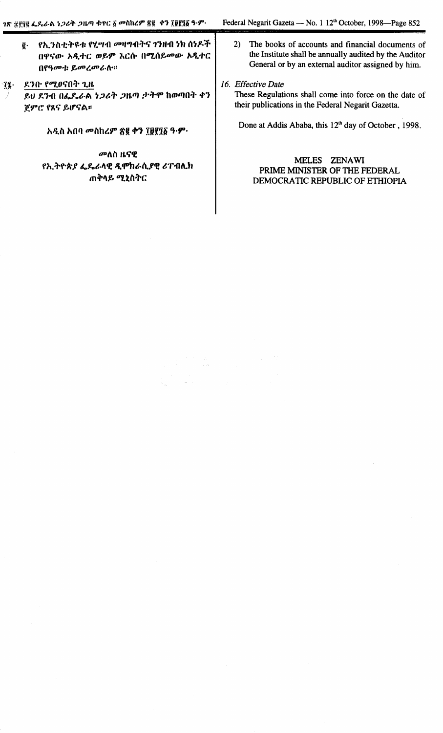፪· የኢንስቲትዩቱ የሂሣብ መዛግብትና ገንዘብ ነክ ሰነዶች በዋናው ኦዲተር ወይም እርሱ በሚሰይመው ኦዲተር በየዓመቱ ይመረመራሉ።

፲፮· ደንቡ የሚፀናበት ጊዜ

ይህ ደንብ በፌዴራል ነጋሪት ጋዜጣ ታትሞ ከወጣበት ቀን ጀምሮ የጸና ይሆናል።

አዲስ አበባ መስከረም ፳፪ ቀን ፲፱፻፺፩ ዓ·ም·

መለስ ዜናዊ

የኢትዮጵያ ፌዴራላዊ ዲሞክራሲያዊ ሪፐብሊክ ጠቅላይ ሚኒስትር

2) The books of accounts and financial documents of the Institute shall be annually audited by the Auditor General or by an external auditor assigned by him.

*16. Effective Date*

These Regulations shall come into force on the date of their publications in the Federal Negarit Gazetta.

Done at Addis Ababa, this 12th day of October, 1998.

MELES ZENAWI

PRIME MINISTER OF THE FEDERAL DEMOCRATIC REPUBLIC OF ETHIOPIA